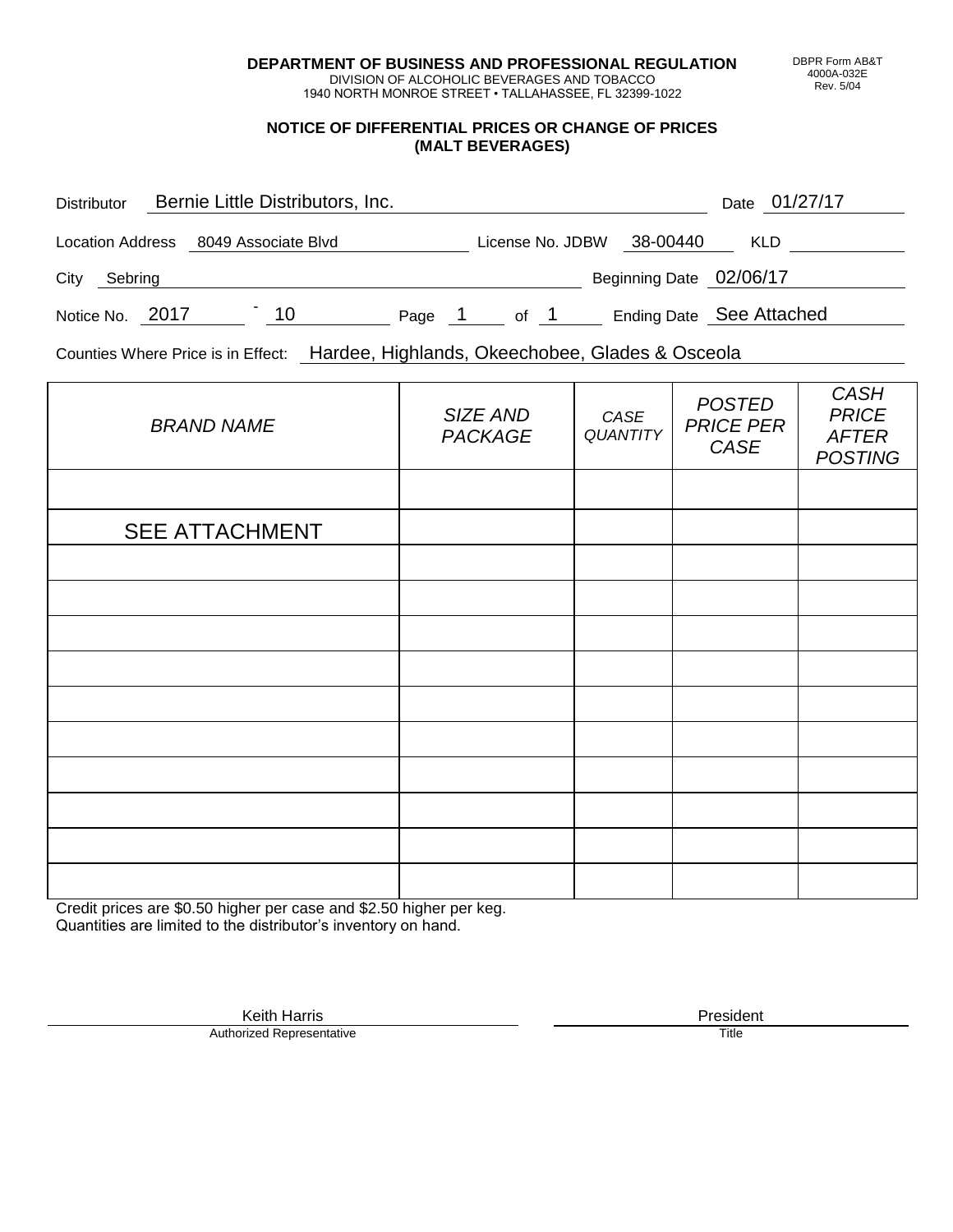**DEPARTMENT OF BUSINESS AND PROFESSIONAL REGULATION**
DIVISION OF ALCOHOLIC BEVERAGES AND TOBACCO
1940 NORTH MONROE STREET • TALLAHASSEE, FL 32399-1022

DBPR Form AB&T
4000A-032E
Rev. 5/04

## NOTICE OF DIFFERENTIAL PRICES OR CHANGE OF PRICES (MALT BEVERAGES)

Distributor: Bernie Little Distributors, Inc. Date: 01/27/17

Location Address: 8049 Associate Blvd License No. JDBW 38-00440 KLD

City: Sebring Beginning Date: 02/06/17

Notice No. 2017 - 10 Page 1 of 1 Ending Date: See Attached

Counties Where Price is in Effect: Hardee, Highlands, Okeechobee, Glades & Osceola

| *BRAND NAME* | *SIZE AND PACKAGE* | *CASE QUANTITY* | *POSTED PRICE PER CASE* | *CASH PRICE AFTER POSTING* |
|---|---|---|---|---|
| | | | | |
| SEE ATTACHMENT | | | | |
| | | | | |
| | | | | |
| | | | | |
| | | | | |
| | | | | |
| | | | | |
| | | | | |
| | | | | |
| | | | | |
| | | | | |

Credit prices are $0.50 higher per case and $2.50 higher per keg.
Quantities are limited to the distributor's inventory on hand.

Keith Harris
Authorized Representative

President
Title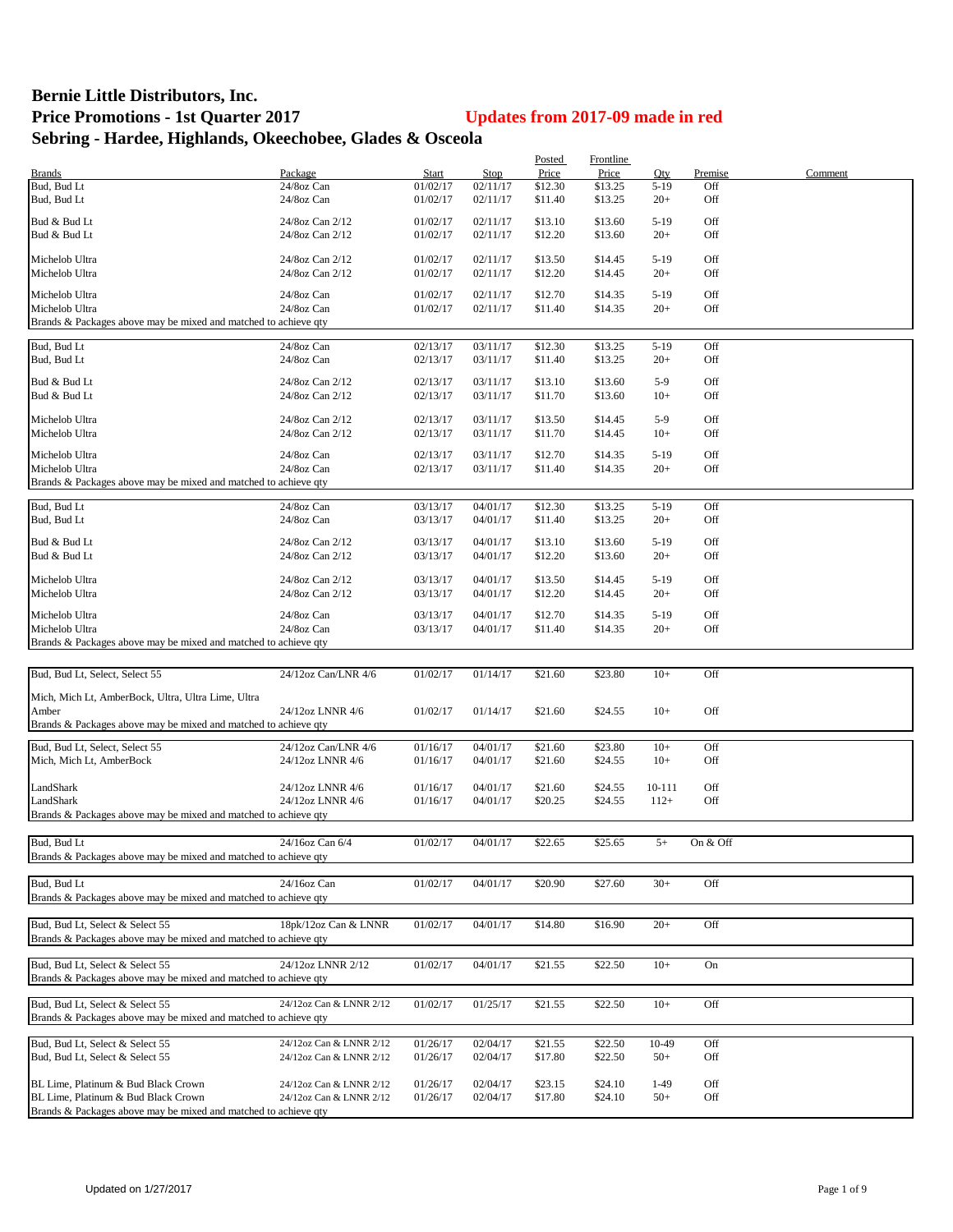# Bernie Little Distributors, Inc.

## Price Promotions - 1st Quarter 2017

**Updates from 2017-09 made in red**

## Sebring - Hardee, Highlands, Okeechobee, Glades & Osceola

| Brands | Package | Start | Stop | Posted Price | Frontline Price | Qty | Premise | Comment |
|---|---|---|---|---|---|---|---|---|
| Bud, Bud Lt | 24/8oz Can | 01/02/17 | 02/11/17 | $12.30 | $13.25 | 5-19 | Off | |
| Bud, Bud Lt | 24/8oz Can | 01/02/17 | 02/11/17 | $11.40 | $13.25 | 20+ | Off | |
| Bud & Bud Lt | 24/8oz Can 2/12 | 01/02/17 | 02/11/17 | $13.10 | $13.60 | 5-19 | Off | |
| Bud & Bud Lt | 24/8oz Can 2/12 | 01/02/17 | 02/11/17 | $12.20 | $13.60 | 20+ | Off | |
| Michelob Ultra | 24/8oz Can 2/12 | 01/02/17 | 02/11/17 | $13.50 | $14.45 | 5-19 | Off | |
| Michelob Ultra | 24/8oz Can 2/12 | 01/02/17 | 02/11/17 | $12.20 | $14.45 | 20+ | Off | |
| Michelob Ultra | 24/8oz Can | 01/02/17 | 02/11/17 | $12.70 | $14.35 | 5-19 | Off | |
| Michelob Ultra | 24/8oz Can | 01/02/17 | 02/11/17 | $11.40 | $14.35 | 20+ | Off | |
| Brands & Packages above may be mixed and matched to achieve qty | | | | | | | | |
| Bud, Bud Lt | 24/8oz Can | 02/13/17 | 03/11/17 | $12.30 | $13.25 | 5-19 | Off | |
| Bud, Bud Lt | 24/8oz Can | 02/13/17 | 03/11/17 | $11.40 | $13.25 | 20+ | Off | |
| Bud & Bud Lt | 24/8oz Can 2/12 | 02/13/17 | 03/11/17 | $13.10 | $13.60 | 5-9 | Off | |
| Bud & Bud Lt | 24/8oz Can 2/12 | 02/13/17 | 03/11/17 | $11.70 | $13.60 | 10+ | Off | |
| Michelob Ultra | 24/8oz Can 2/12 | 02/13/17 | 03/11/17 | $13.50 | $14.45 | 5-9 | Off | |
| Michelob Ultra | 24/8oz Can 2/12 | 02/13/17 | 03/11/17 | $11.70 | $14.45 | 10+ | Off | |
| Michelob Ultra | 24/8oz Can | 02/13/17 | 03/11/17 | $12.70 | $14.35 | 5-19 | Off | |
| Michelob Ultra | 24/8oz Can | 02/13/17 | 03/11/17 | $11.40 | $14.35 | 20+ | Off | |
| Brands & Packages above may be mixed and matched to achieve qty | | | | | | | | |
| Bud, Bud Lt | 24/8oz Can | 03/13/17 | 04/01/17 | $12.30 | $13.25 | 5-19 | Off | |
| Bud, Bud Lt | 24/8oz Can | 03/13/17 | 04/01/17 | $11.40 | $13.25 | 20+ | Off | |
| Bud & Bud Lt | 24/8oz Can 2/12 | 03/13/17 | 04/01/17 | $13.10 | $13.60 | 5-19 | Off | |
| Bud & Bud Lt | 24/8oz Can 2/12 | 03/13/17 | 04/01/17 | $12.20 | $13.60 | 20+ | Off | |
| Michelob Ultra | 24/8oz Can 2/12 | 03/13/17 | 04/01/17 | $13.50 | $14.45 | 5-19 | Off | |
| Michelob Ultra | 24/8oz Can 2/12 | 03/13/17 | 04/01/17 | $12.20 | $14.45 | 20+ | Off | |
| Michelob Ultra | 24/8oz Can | 03/13/17 | 04/01/17 | $12.70 | $14.35 | 5-19 | Off | |
| Michelob Ultra | 24/8oz Can | 03/13/17 | 04/01/17 | $11.40 | $14.35 | 20+ | Off | |
| Brands & Packages above may be mixed and matched to achieve qty | | | | | | | | |
| Bud, Bud Lt, Select, Select 55 | 24/12oz Can/LNR 4/6 | 01/02/17 | 01/14/17 | $21.60 | $23.80 | 10+ | Off | |
| Mich, Mich Lt, AmberBock, Ultra, Ultra Lime, Ultra Amber | 24/12oz LNNR 4/6 | 01/02/17 | 01/14/17 | $21.60 | $24.55 | 10+ | Off | |
| Brands & Packages above may be mixed and matched to achieve qty | | | | | | | | |
| Bud, Bud Lt, Select, Select 55 | 24/12oz Can/LNR 4/6 | 01/16/17 | 04/01/17 | $21.60 | $23.80 | 10+ | Off | |
| Mich, Mich Lt, AmberBock | 24/12oz LNNR 4/6 | 01/16/17 | 04/01/17 | $21.60 | $24.55 | 10+ | Off | |
| LandShark | 24/12oz LNNR 4/6 | 01/16/17 | 04/01/17 | $21.60 | $24.55 | 10-111 | Off | |
| LandShark | 24/12oz LNNR 4/6 | 01/16/17 | 04/01/17 | $20.25 | $24.55 | 112+ | Off | |
| Brands & Packages above may be mixed and matched to achieve qty | | | | | | | | |
| Bud, Bud Lt | 24/16oz Can 6/4 | 01/02/17 | 04/01/17 | $22.65 | $25.65 | 5+ | On & Off | |
| Brands & Packages above may be mixed and matched to achieve qty | | | | | | | | |
| Bud, Bud Lt | 24/16oz Can | 01/02/17 | 04/01/17 | $20.90 | $27.60 | 30+ | Off | |
| Brands & Packages above may be mixed and matched to achieve qty | | | | | | | | |
| Bud, Bud Lt, Select & Select 55 | 18pk/12oz Can & LNNR | 01/02/17 | 04/01/17 | $14.80 | $16.90 | 20+ | Off | |
| Brands & Packages above may be mixed and matched to achieve qty | | | | | | | | |
| Bud, Bud Lt, Select & Select 55 | 24/12oz LNNR 2/12 | 01/02/17 | 04/01/17 | $21.55 | $22.50 | 10+ | On | |
| Brands & Packages above may be mixed and matched to achieve qty | | | | | | | | |
| Bud, Bud Lt, Select & Select 55 | 24/12oz Can & LNNR 2/12 | 01/02/17 | 01/25/17 | $21.55 | $22.50 | 10+ | Off | |
| Brands & Packages above may be mixed and matched to achieve qty | | | | | | | | |
| Bud, Bud Lt, Select & Select 55 | 24/12oz Can & LNNR 2/12 | 01/26/17 | 02/04/17 | $21.55 | $22.50 | 10-49 | Off | |
| Bud, Bud Lt, Select & Select 55 | 24/12oz Can & LNNR 2/12 | 01/26/17 | 02/04/17 | $17.80 | $22.50 | 50+ | Off | |
| BL Lime, Platinum & Bud Black Crown | 24/12oz Can & LNNR 2/12 | 01/26/17 | 02/04/17 | $23.15 | $24.10 | 1-49 | Off | |
| BL Lime, Platinum & Bud Black Crown | 24/12oz Can & LNNR 2/12 | 01/26/17 | 02/04/17 | $17.80 | $24.10 | 50+ | Off | |
| Brands & Packages above may be mixed and matched to achieve qty | | | | | | | | |

Updated on 1/27/2017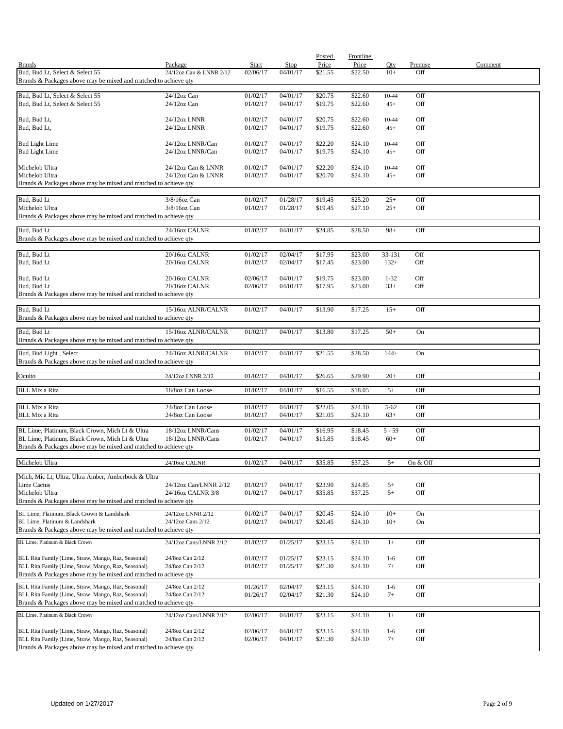| Brands | Package | Start | Stop | Posted Price | Frontline Price | Qty | Premise | Comment |
|---|---|---|---|---|---|---|---|---|
| Bud, Bud Lt, Select & Select 55 | 24/12oz Can & LNNR 2/12 | 02/06/17 | 04/01/17 | $21.55 | $22.50 | 10+ | Off | |
| Brands & Packages above may be mixed and matched to achieve qty | | | | | | | | |
| Bud, Bud Lt, Select & Select 55 | 24/12oz Can | 01/02/17 | 04/01/17 | $20.75 | $22.60 | 10-44 | Off | |
| Bud, Bud Lt, Select & Select 55 | 24/12oz Can | 01/02/17 | 04/01/17 | $19.75 | $22.60 | 45+ | Off | |
| Bud, Bud Lt, | 24/12oz LNNR | 01/02/17 | 04/01/17 | $20.75 | $22.60 | 10-44 | Off | |
| Bud, Bud Lt, | 24/12oz LNNR | 01/02/17 | 04/01/17 | $19.75 | $22.60 | 45+ | Off | |
| Bud Light Lime | 24/12oz LNNR/Can | 01/02/17 | 04/01/17 | $22.20 | $24.10 | 10-44 | Off | |
| Bud Light Lime | 24/12oz LNNR/Can | 01/02/17 | 04/01/17 | $19.75 | $24.10 | 45+ | Off | |
| Michelob Ultra | 24/12oz Can & LNNR | 01/02/17 | 04/01/17 | $22.20 | $24.10 | 10-44 | Off | |
| Michelob Ultra | 24/12oz Can & LNNR | 01/02/17 | 04/01/17 | $20.70 | $24.10 | 45+ | Off | |
| Brands & Packages above may be mixed and matched to achieve qty | | | | | | | | |
| Bud, Bud Lt | 3/8/16oz Can | 01/02/17 | 01/28/17 | $19.45 | $25.20 | 25+ | Off | |
| Michelob Ultra | 3/8/16oz Can | 01/02/17 | 01/28/17 | $19.45 | $27.10 | 25+ | Off | |
| Brands & Packages above may be mixed and matched to achieve qty | | | | | | | | |
| Bud, Bud Lt | 24/16oz CALNR | 01/02/17 | 04/01/17 | $24.85 | $28.50 | 98+ | Off | |
| Brands & Packages above may be mixed and matched to achieve qty | | | | | | | | |
| Bud, Bud Lt | 20/16oz CALNR | 01/02/17 | 02/04/17 | $17.95 | $23.00 | 33-131 | Off | |
| Bud, Bud Lt | 20/16oz CALNR | 01/02/17 | 02/04/17 | $17.45 | $23.00 | 132+ | Off | |
| Bud, Bud Lt | 20/16oz CALNR | 02/06/17 | 04/01/17 | $19.75 | $23.00 | 1-32 | Off | |
| Bud, Bud Lt | 20/16oz CALNR | 02/06/17 | 04/01/17 | $17.95 | $23.00 | 33+ | Off | |
| Brands & Packages above may be mixed and matched to achieve qty | | | | | | | | |
| Bud, Bud Lt | 15/16oz ALNR/CALNR | 01/02/17 | 04/01/17 | $13.90 | $17.25 | 15+ | Off | |
| Brands & Packages above may be mixed and matched to achieve qty | | | | | | | | |
| Bud, Bud Lt | 15/16oz ALNR/CALNR | 01/02/17 | 04/01/17 | $13.80 | $17.25 | 50+ | On | |
| Brands & Packages above may be mixed and matched to achieve qty | | | | | | | | |
| Bud, Bud Light , Select | 24/16oz ALNR/CALNR | 01/02/17 | 04/01/17 | $21.55 | $28.50 | 144+ | On | |
| Brands & Packages above may be mixed and matched to achieve qty | | | | | | | | |
| Oculto | 24/12oz LNNR 2/12 | 01/02/17 | 04/01/17 | $26.65 | $29.90 | 20+ | Off | |
| BLL Mix a Rita | 18/8oz Can Loose | 01/02/17 | 04/01/17 | $16.55 | $18.05 | 5+ | Off | |
| BLL Mix a Rita | 24/8oz Can Loose | 01/02/17 | 04/01/17 | $22.05 | $24.10 | 5-62 | Off | |
| BLL Mix a Rita | 24/8oz Can Loose | 01/02/17 | 04/01/17 | $21.05 | $24.10 | 63+ | Off | |
| BL Lime, Platinum, Black Crown, Mich Lt & Ultra | 18/12oz LNNR/Cans | 01/02/17 | 04/01/17 | $16.95 | $18.45 | 5 - 59 | Off | |
| BL Lime, Platinum, Black Crown, Mich Lt & Ultra | 18/12oz LNNR/Cans | 01/02/17 | 04/01/17 | $15.85 | $18.45 | 60+ | Off | |
| Brands & Packages above may be mixed and matched to achieve qty | | | | | | | | |
| Michelob Ultra | 24/16oz CALNR | 01/02/17 | 04/01/17 | $35.85 | $37.25 | 5+ | On & Off | |
| Mich, Mic Lt, Ultra, Ultra Amber, Amberbock & Ultra Lime Cactus | 24/12oz Can/LNNR 2/12 | 01/02/17 | 04/01/17 | $23.90 | $24.85 | 5+ | Off | |
| Michelob Ultra | 24/16oz CALNR 3/8 | 01/02/17 | 04/01/17 | $35.85 | $37.25 | 5+ | Off | |
| Brands & Packages above may be mixed and matched to achieve qty | | | | | | | | |
| BL Lime, Platinum, Black Crown & Landshark | 24/12oz LNNR 2/12 | 01/02/17 | 04/01/17 | $20.45 | $24.10 | 10+ | On | |
| BL Lime, Platinum & Landshark | 24/12oz Cans 2/12 | 01/02/17 | 04/01/17 | $20.45 | $24.10 | 10+ | On | |
| Brands & Packages above may be mixed and matched to achieve qty | | | | | | | | |
| BL Lime, Platinum & Black Crown | 24/12oz Cans/LNNR 2/12 | 01/02/17 | 01/25/17 | $23.15 | $24.10 | 1+ | Off | |
| BLL Rita Family (Lime, Straw, Mango, Raz, Seasonal) | 24/8oz Can 2/12 | 01/02/17 | 01/25/17 | $23.15 | $24.10 | 1-6 | Off | |
| BLL Rita Family (Lime, Straw, Mango, Raz, Seasonal) | 24/8oz Can 2/12 | 01/02/17 | 01/25/17 | $21.30 | $24.10 | 7+ | Off | |
| Brands & Packages above may be mixed and matched to achieve qty | | | | | | | | |
| BLL Rita Family (Lime, Straw, Mango, Raz, Seasonal) | 24/8oz Can 2/12 | 01/26/17 | 02/04/17 | $23.15 | $24.10 | 1-6 | Off | |
| BLL Rita Family (Lime, Straw, Mango, Raz, Seasonal) | 24/8oz Can 2/12 | 01/26/17 | 02/04/17 | $21.30 | $24.10 | 7+ | Off | |
| Brands & Packages above may be mixed and matched to achieve qty | | | | | | | | |
| BL Lime, Platinum & Black Crown | 24/12oz Cans/LNNR 2/12 | 02/06/17 | 04/01/17 | $23.15 | $24.10 | 1+ | Off | |
| BLL Rita Family (Lime, Straw, Mango, Raz, Seasonal) | 24/8oz Can 2/12 | 02/06/17 | 04/01/17 | $23.15 | $24.10 | 1-6 | Off | |
| BLL Rita Family (Lime, Straw, Mango, Raz, Seasonal) | 24/8oz Can 2/12 | 02/06/17 | 04/01/17 | $21.30 | $24.10 | 7+ | Off | |
| Brands & Packages above may be mixed and matched to achieve qty | | | | | | | | |

Updated on 1/27/2017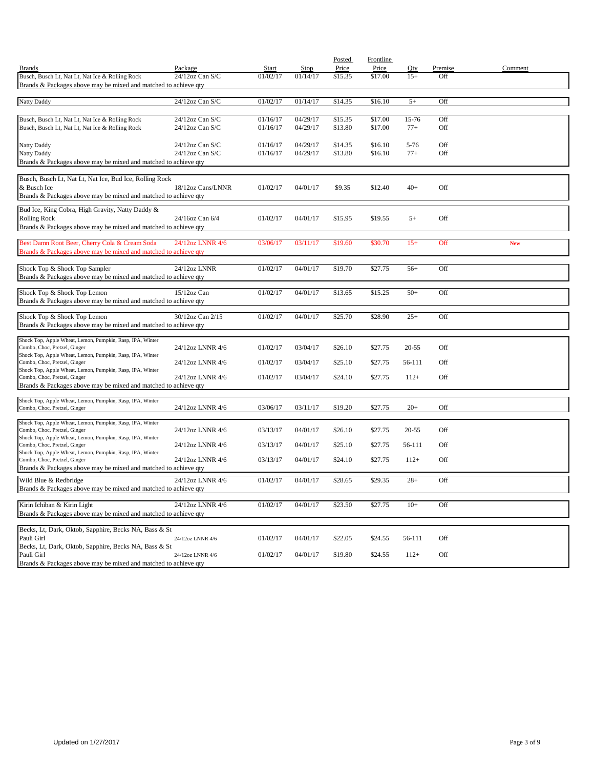| Brands | Package | Start | Stop | Posted Price | Frontline Price | Qty | Premise | Comment |
|---|---|---|---|---|---|---|---|---|
| Busch, Busch Lt, Nat Lt, Nat Ice & Rolling Rock | 24/12oz Can S/C | 01/02/17 | 01/14/17 | $15.35 | $17.00 | 15+ | Off | |
| Brands & Packages above may be mixed and matched to achieve qty | | | | | | | | |
| Natty Daddy | 24/12oz Can S/C | 01/02/17 | 01/14/17 | $14.35 | $16.10 | 5+ | Off | |
| Busch, Busch Lt, Nat Lt, Nat Ice & Rolling Rock | 24/12oz Can S/C | 01/16/17 | 04/29/17 | $15.35 | $17.00 | 15-76 | Off | |
| Busch, Busch Lt, Nat Lt, Nat Ice & Rolling Rock | 24/12oz Can S/C | 01/16/17 | 04/29/17 | $13.80 | $17.00 | 77+ | Off | |
| Natty Daddy | 24/12oz Can S/C | 01/16/17 | 04/29/17 | $14.35 | $16.10 | 5-76 | Off | |
| Natty Daddy | 24/12oz Can S/C | 01/16/17 | 04/29/17 | $13.80 | $16.10 | 77+ | Off | |
| Brands & Packages above may be mixed and matched to achieve qty | | | | | | | | |
| Busch, Busch Lt, Nat Lt, Nat Ice, Bud Ice, Rolling Rock & Busch Ice | 18/12oz Cans/LNNR | 01/02/17 | 04/01/17 | $9.35 | $12.40 | 40+ | Off | |
| Brands & Packages above may be mixed and matched to achieve qty | | | | | | | | |
| Bud Ice, King Cobra, High Gravity, Natty Daddy & Rolling Rock | 24/16oz Can 6/4 | 01/02/17 | 04/01/17 | $15.95 | $19.55 | 5+ | Off | |
| Brands & Packages above may be mixed and matched to achieve qty | | | | | | | | |
| Best Damn Root Beer, Cherry Cola & Cream Soda | 24/12oz LNNR 4/6 | 03/06/17 | 03/11/17 | $19.60 | $30.70 | 15+ | Off | **New** |
| Brands & Packages above may be mixed and matched to achieve qty | | | | | | | | |
| Shock Top & Shock Top Sampler | 24/12oz LNNR | 01/02/17 | 04/01/17 | $19.70 | $27.75 | 56+ | Off | |
| Brands & Packages above may be mixed and matched to achieve qty | | | | | | | | |
| Shock Top & Shock Top Lemon | 15/12oz Can | 01/02/17 | 04/01/17 | $13.65 | $15.25 | 50+ | Off | |
| Brands & Packages above may be mixed and matched to achieve qty | | | | | | | | |
| Shock Top & Shock Top Lemon | 30/12oz Can 2/15 | 01/02/17 | 04/01/17 | $25.70 | $28.90 | 25+ | Off | |
| Brands & Packages above may be mixed and matched to achieve qty | | | | | | | | |
| Shock Top, Apple Wheat, Lemon, Pumpkin, Rasp, IPA, Winter Combo, Choc, Pretzel, Ginger | 24/12oz LNNR 4/6 | 01/02/17 | 03/04/17 | $26.10 | $27.75 | 20-55 | Off | |
| Shock Top, Apple Wheat, Lemon, Pumpkin, Rasp, IPA, Winter Combo, Choc, Pretzel, Ginger | 24/12oz LNNR 4/6 | 01/02/17 | 03/04/17 | $25.10 | $27.75 | 56-111 | Off | |
| Shock Top, Apple Wheat, Lemon, Pumpkin, Rasp, IPA, Winter Combo, Choc, Pretzel, Ginger | 24/12oz LNNR 4/6 | 01/02/17 | 03/04/17 | $24.10 | $27.75 | 112+ | Off | |
| Brands & Packages above may be mixed and matched to achieve qty | | | | | | | | |
| Shock Top, Apple Wheat, Lemon, Pumpkin, Rasp, IPA, Winter Combo, Choc, Pretzel, Ginger | 24/12oz LNNR 4/6 | 03/06/17 | 03/11/17 | $19.20 | $27.75 | 20+ | Off | |
| Shock Top, Apple Wheat, Lemon, Pumpkin, Rasp, IPA, Winter Combo, Choc, Pretzel, Ginger | 24/12oz LNNR 4/6 | 03/13/17 | 04/01/17 | $26.10 | $27.75 | 20-55 | Off | |
| Shock Top, Apple Wheat, Lemon, Pumpkin, Rasp, IPA, Winter Combo, Choc, Pretzel, Ginger | 24/12oz LNNR 4/6 | 03/13/17 | 04/01/17 | $25.10 | $27.75 | 56-111 | Off | |
| Shock Top, Apple Wheat, Lemon, Pumpkin, Rasp, IPA, Winter Combo, Choc, Pretzel, Ginger | 24/12oz LNNR 4/6 | 03/13/17 | 04/01/17 | $24.10 | $27.75 | 112+ | Off | |
| Brands & Packages above may be mixed and matched to achieve qty | | | | | | | | |
| Wild Blue & Redbridge | 24/12oz LNNR 4/6 | 01/02/17 | 04/01/17 | $28.65 | $29.35 | 28+ | Off | |
| Brands & Packages above may be mixed and matched to achieve qty | | | | | | | | |
| Kirin Ichiban & Kirin Light | 24/12oz LNNR 4/6 | 01/02/17 | 04/01/17 | $23.50 | $27.75 | 10+ | Off | |
| Brands & Packages above may be mixed and matched to achieve qty | | | | | | | | |
| Becks, Lt, Dark, Oktob, Sapphire, Becks NA, Bass & St Pauli Girl | 24/12oz LNNR 4/6 | 01/02/17 | 04/01/17 | $22.05 | $24.55 | 56-111 | Off | |
| Becks, Lt, Dark, Oktob, Sapphire, Becks NA, Bass & St Pauli Girl | 24/12oz LNNR 4/6 | 01/02/17 | 04/01/17 | $19.80 | $24.55 | 112+ | Off | |
| Brands & Packages above may be mixed and matched to achieve qty | | | | | | | | |

Updated on 1/27/2017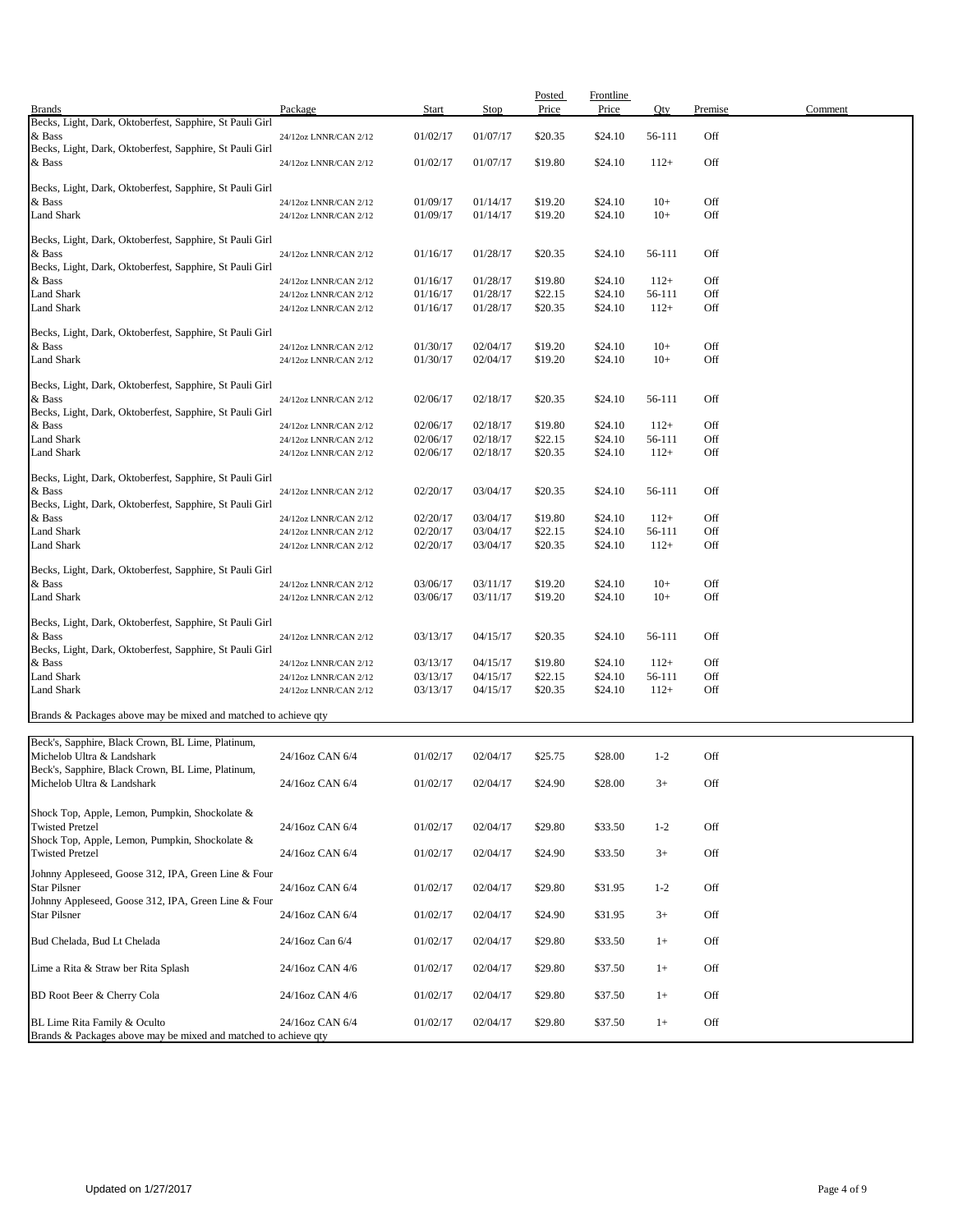| Brands | Package | Start | Stop | Posted Price | Frontline Price | Qty | Premise | Comment |
|---|---|---|---|---|---|---|---|---|
| Becks, Light, Dark, Oktoberfest, Sapphire, St Pauli Girl & Bass | 24/12oz LNNR/CAN 2/12 | 01/02/17 | 01/07/17 | $20.35 | $24.10 | 56-111 | Off | |
| Becks, Light, Dark, Oktoberfest, Sapphire, St Pauli Girl & Bass | 24/12oz LNNR/CAN 2/12 | 01/02/17 | 01/07/17 | $19.80 | $24.10 | 112+ | Off | |
| Becks, Light, Dark, Oktoberfest, Sapphire, St Pauli Girl & Bass | 24/12oz LNNR/CAN 2/12 | 01/09/17 | 01/14/17 | $19.20 | $24.10 | 10+ | Off | |
| Land Shark | 24/12oz LNNR/CAN 2/12 | 01/09/17 | 01/14/17 | $19.20 | $24.10 | 10+ | Off | |
| Becks, Light, Dark, Oktoberfest, Sapphire, St Pauli Girl & Bass | 24/12oz LNNR/CAN 2/12 | 01/16/17 | 01/28/17 | $20.35 | $24.10 | 56-111 | Off | |
| Becks, Light, Dark, Oktoberfest, Sapphire, St Pauli Girl & Bass | 24/12oz LNNR/CAN 2/12 | 01/16/17 | 01/28/17 | $19.80 | $24.10 | 112+ | Off | |
| Land Shark | 24/12oz LNNR/CAN 2/12 | 01/16/17 | 01/28/17 | $22.15 | $24.10 | 56-111 | Off | |
| Land Shark | 24/12oz LNNR/CAN 2/12 | 01/16/17 | 01/28/17 | $20.35 | $24.10 | 112+ | Off | |
| Becks, Light, Dark, Oktoberfest, Sapphire, St Pauli Girl & Bass | 24/12oz LNNR/CAN 2/12 | 01/30/17 | 02/04/17 | $19.20 | $24.10 | 10+ | Off | |
| Land Shark | 24/12oz LNNR/CAN 2/12 | 01/30/17 | 02/04/17 | $19.20 | $24.10 | 10+ | Off | |
| Becks, Light, Dark, Oktoberfest, Sapphire, St Pauli Girl & Bass | 24/12oz LNNR/CAN 2/12 | 02/06/17 | 02/18/17 | $20.35 | $24.10 | 56-111 | Off | |
| Becks, Light, Dark, Oktoberfest, Sapphire, St Pauli Girl & Bass | 24/12oz LNNR/CAN 2/12 | 02/06/17 | 02/18/17 | $19.80 | $24.10 | 112+ | Off | |
| Land Shark | 24/12oz LNNR/CAN 2/12 | 02/06/17 | 02/18/17 | $22.15 | $24.10 | 56-111 | Off | |
| Land Shark | 24/12oz LNNR/CAN 2/12 | 02/06/17 | 02/18/17 | $20.35 | $24.10 | 112+ | Off | |
| Becks, Light, Dark, Oktoberfest, Sapphire, St Pauli Girl & Bass | 24/12oz LNNR/CAN 2/12 | 02/20/17 | 03/04/17 | $20.35 | $24.10 | 56-111 | Off | |
| Becks, Light, Dark, Oktoberfest, Sapphire, St Pauli Girl & Bass | 24/12oz LNNR/CAN 2/12 | 02/20/17 | 03/04/17 | $19.80 | $24.10 | 112+ | Off | |
| Land Shark | 24/12oz LNNR/CAN 2/12 | 02/20/17 | 03/04/17 | $22.15 | $24.10 | 56-111 | Off | |
| Land Shark | 24/12oz LNNR/CAN 2/12 | 02/20/17 | 03/04/17 | $20.35 | $24.10 | 112+ | Off | |
| Becks, Light, Dark, Oktoberfest, Sapphire, St Pauli Girl & Bass | 24/12oz LNNR/CAN 2/12 | 03/06/17 | 03/11/17 | $19.20 | $24.10 | 10+ | Off | |
| Land Shark | 24/12oz LNNR/CAN 2/12 | 03/06/17 | 03/11/17 | $19.20 | $24.10 | 10+ | Off | |
| Becks, Light, Dark, Oktoberfest, Sapphire, St Pauli Girl & Bass | 24/12oz LNNR/CAN 2/12 | 03/13/17 | 04/15/17 | $20.35 | $24.10 | 56-111 | Off | |
| Becks, Light, Dark, Oktoberfest, Sapphire, St Pauli Girl & Bass | 24/12oz LNNR/CAN 2/12 | 03/13/17 | 04/15/17 | $19.80 | $24.10 | 112+ | Off | |
| Land Shark | 24/12oz LNNR/CAN 2/12 | 03/13/17 | 04/15/17 | $22.15 | $24.10 | 56-111 | Off | |
| Land Shark | 24/12oz LNNR/CAN 2/12 | 03/13/17 | 04/15/17 | $20.35 | $24.10 | 112+ | Off | |

Brands & Packages above may be mixed and matched to achieve qty

| Brands | Package | Start | Stop | Posted Price | Frontline Price | Qty | Premise | Comment |
|---|---|---|---|---|---|---|---|---|
| Beck's, Sapphire, Black Crown, BL Lime, Platinum, Michelob Ultra & Landshark | 24/16oz CAN 6/4 | 01/02/17 | 02/04/17 | $25.75 | $28.00 | 1-2 | Off | |
| Beck's, Sapphire, Black Crown, BL Lime, Platinum, Michelob Ultra & Landshark | 24/16oz CAN 6/4 | 01/02/17 | 02/04/17 | $24.90 | $28.00 | 3+ | Off | |
| Shock Top, Apple, Lemon, Pumpkin, Shockolate & Twisted Pretzel | 24/16oz CAN 6/4 | 01/02/17 | 02/04/17 | $29.80 | $33.50 | 1-2 | Off | |
| Shock Top, Apple, Lemon, Pumpkin, Shockolate & Twisted Pretzel | 24/16oz CAN 6/4 | 01/02/17 | 02/04/17 | $24.90 | $33.50 | 3+ | Off | |
| Johnny Appleseed, Goose 312, IPA, Green Line & Four Star Pilsner | 24/16oz CAN 6/4 | 01/02/17 | 02/04/17 | $29.80 | $31.95 | 1-2 | Off | |
| Johnny Appleseed, Goose 312, IPA, Green Line & Four Star Pilsner | 24/16oz CAN 6/4 | 01/02/17 | 02/04/17 | $24.90 | $31.95 | 3+ | Off | |
| Bud Chelada, Bud Lt Chelada | 24/16oz Can 6/4 | 01/02/17 | 02/04/17 | $29.80 | $33.50 | 1+ | Off | |
| Lime a Rita & Straw ber Rita Splash | 24/16oz CAN 4/6 | 01/02/17 | 02/04/17 | $29.80 | $37.50 | 1+ | Off | |
| BD Root Beer & Cherry Cola | 24/16oz CAN 4/6 | 01/02/17 | 02/04/17 | $29.80 | $37.50 | 1+ | Off | |
| BL Lime Rita Family & Oculto | 24/16oz CAN 6/4 | 01/02/17 | 02/04/17 | $29.80 | $37.50 | 1+ | Off | |

Brands & Packages above may be mixed and matched to achieve qty

Updated on 1/27/2017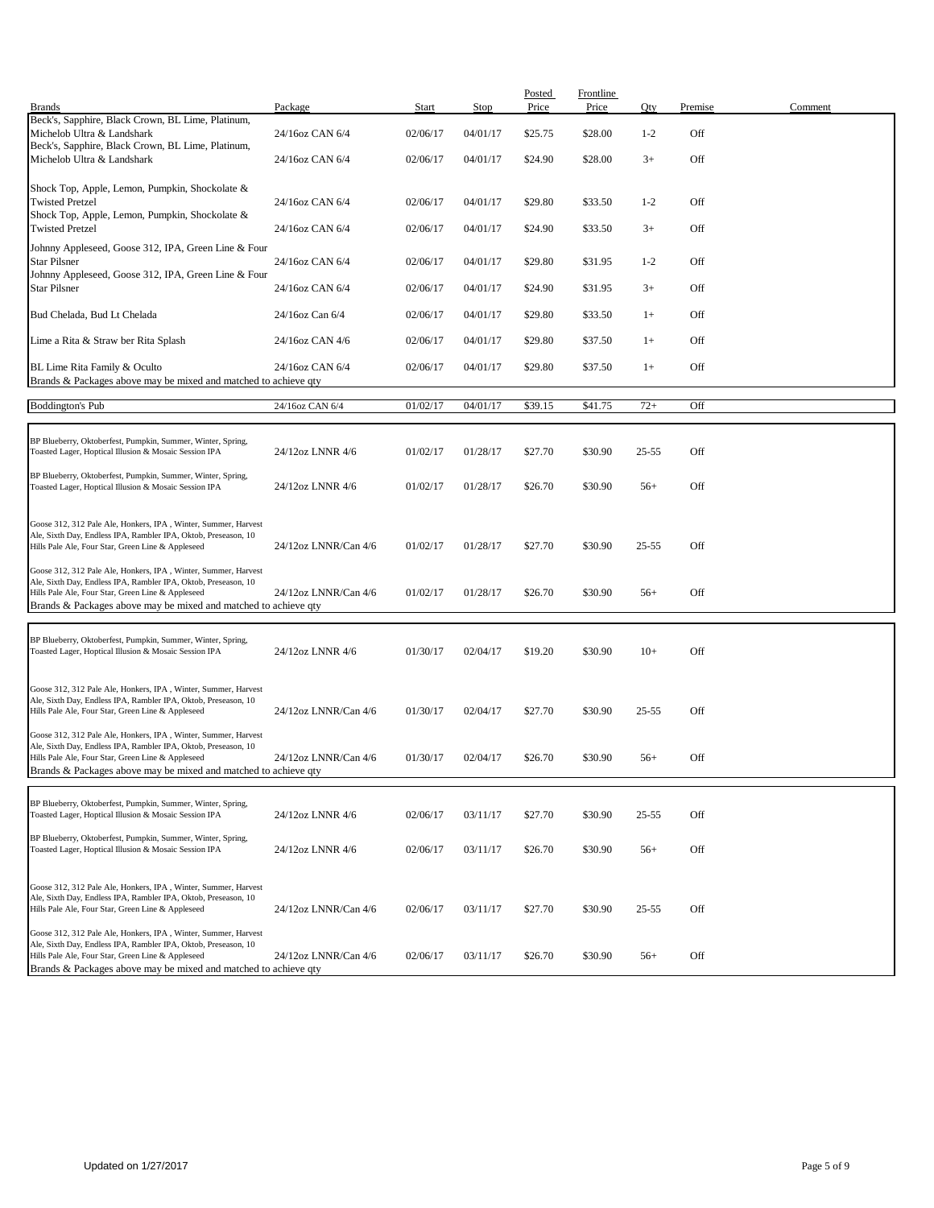| Brands | Package | Start | Stop | Posted Price | Frontline Price | Qty | Premise | Comment |
|---|---|---|---|---|---|---|---|---|
| Beck's, Sapphire, Black Crown, BL Lime, Platinum, Michelob Ultra & Landshark | 24/16oz CAN 6/4 | 02/06/17 | 04/01/17 | $25.75 | $28.00 | 1-2 | Off | |
| Beck's, Sapphire, Black Crown, BL Lime, Platinum, Michelob Ultra & Landshark | 24/16oz CAN 6/4 | 02/06/17 | 04/01/17 | $24.90 | $28.00 | 3+ | Off | |
| Shock Top, Apple, Lemon, Pumpkin, Shockolate & Twisted Pretzel | 24/16oz CAN 6/4 | 02/06/17 | 04/01/17 | $29.80 | $33.50 | 1-2 | Off | |
| Shock Top, Apple, Lemon, Pumpkin, Shockolate & Twisted Pretzel | 24/16oz CAN 6/4 | 02/06/17 | 04/01/17 | $24.90 | $33.50 | 3+ | Off | |
| Johnny Appleseed, Goose 312, IPA, Green Line & Four Star Pilsner | 24/16oz CAN 6/4 | 02/06/17 | 04/01/17 | $29.80 | $31.95 | 1-2 | Off | |
| Johnny Appleseed, Goose 312, IPA, Green Line & Four Star Pilsner | 24/16oz CAN 6/4 | 02/06/17 | 04/01/17 | $24.90 | $31.95 | 3+ | Off | |
| Bud Chelada, Bud Lt Chelada | 24/16oz Can 6/4 | 02/06/17 | 04/01/17 | $29.80 | $33.50 | 1+ | Off | |
| Lime a Rita & Straw ber Rita Splash | 24/16oz CAN 4/6 | 02/06/17 | 04/01/17 | $29.80 | $37.50 | 1+ | Off | |
| BL Lime Rita Family & Oculto | 24/16oz CAN 6/4 | 02/06/17 | 04/01/17 | $29.80 | $37.50 | 1+ | Off | |
| Brands & Packages above may be mixed and matched to achieve qty | | | | | | | | |
| Boddington's Pub | 24/16oz CAN 6/4 | 01/02/17 | 04/01/17 | $39.15 | $41.75 | 72+ | Off | |
| BP Blueberry, Oktoberfest, Pumpkin, Summer, Winter, Spring, Toasted Lager, Hoptical Illusion & Mosaic Session IPA | 24/12oz LNNR 4/6 | 01/02/17 | 01/28/17 | $27.70 | $30.90 | 25-55 | Off | |
| BP Blueberry, Oktoberfest, Pumpkin, Summer, Winter, Spring, Toasted Lager, Hoptical Illusion & Mosaic Session IPA | 24/12oz LNNR 4/6 | 01/02/17 | 01/28/17 | $26.70 | $30.90 | 56+ | Off | |
| Goose 312, 312 Pale Ale, Honkers, IPA , Winter, Summer, Harvest Ale, Sixth Day, Endless IPA, Rambler IPA, Oktob, Preseason, 10 Hills Pale Ale, Four Star, Green Line & Appleseed | 24/12oz LNNR/Can 4/6 | 01/02/17 | 01/28/17 | $27.70 | $30.90 | 25-55 | Off | |
| Goose 312, 312 Pale Ale, Honkers, IPA , Winter, Summer, Harvest Ale, Sixth Day, Endless IPA, Rambler IPA, Oktob, Preseason, 10 Hills Pale Ale, Four Star, Green Line & Appleseed | 24/12oz LNNR/Can 4/6 | 01/02/17 | 01/28/17 | $26.70 | $30.90 | 56+ | Off | |
| Brands & Packages above may be mixed and matched to achieve qty | | | | | | | | |
| BP Blueberry, Oktoberfest, Pumpkin, Summer, Winter, Spring, Toasted Lager, Hoptical Illusion & Mosaic Session IPA | 24/12oz LNNR 4/6 | 01/30/17 | 02/04/17 | $19.20 | $30.90 | 10+ | Off | |
| Goose 312, 312 Pale Ale, Honkers, IPA , Winter, Summer, Harvest Ale, Sixth Day, Endless IPA, Rambler IPA, Oktob, Preseason, 10 Hills Pale Ale, Four Star, Green Line & Appleseed | 24/12oz LNNR/Can 4/6 | 01/30/17 | 02/04/17 | $27.70 | $30.90 | 25-55 | Off | |
| Goose 312, 312 Pale Ale, Honkers, IPA , Winter, Summer, Harvest Ale, Sixth Day, Endless IPA, Rambler IPA, Oktob, Preseason, 10 Hills Pale Ale, Four Star, Green Line & Appleseed | 24/12oz LNNR/Can 4/6 | 01/30/17 | 02/04/17 | $26.70 | $30.90 | 56+ | Off | |
| Brands & Packages above may be mixed and matched to achieve qty | | | | | | | | |
| BP Blueberry, Oktoberfest, Pumpkin, Summer, Winter, Spring, Toasted Lager, Hoptical Illusion & Mosaic Session IPA | 24/12oz LNNR 4/6 | 02/06/17 | 03/11/17 | $27.70 | $30.90 | 25-55 | Off | |
| BP Blueberry, Oktoberfest, Pumpkin, Summer, Winter, Spring, Toasted Lager, Hoptical Illusion & Mosaic Session IPA | 24/12oz LNNR 4/6 | 02/06/17 | 03/11/17 | $26.70 | $30.90 | 56+ | Off | |
| Goose 312, 312 Pale Ale, Honkers, IPA , Winter, Summer, Harvest Ale, Sixth Day, Endless IPA, Rambler IPA, Oktob, Preseason, 10 Hills Pale Ale, Four Star, Green Line & Appleseed | 24/12oz LNNR/Can 4/6 | 02/06/17 | 03/11/17 | $27.70 | $30.90 | 25-55 | Off | |
| Goose 312, 312 Pale Ale, Honkers, IPA , Winter, Summer, Harvest Ale, Sixth Day, Endless IPA, Rambler IPA, Oktob, Preseason, 10 Hills Pale Ale, Four Star, Green Line & Appleseed | 24/12oz LNNR/Can 4/6 | 02/06/17 | 03/11/17 | $26.70 | $30.90 | 56+ | Off | |
| Brands & Packages above may be mixed and matched to achieve qty | | | | | | | | |

Updated on 1/27/2017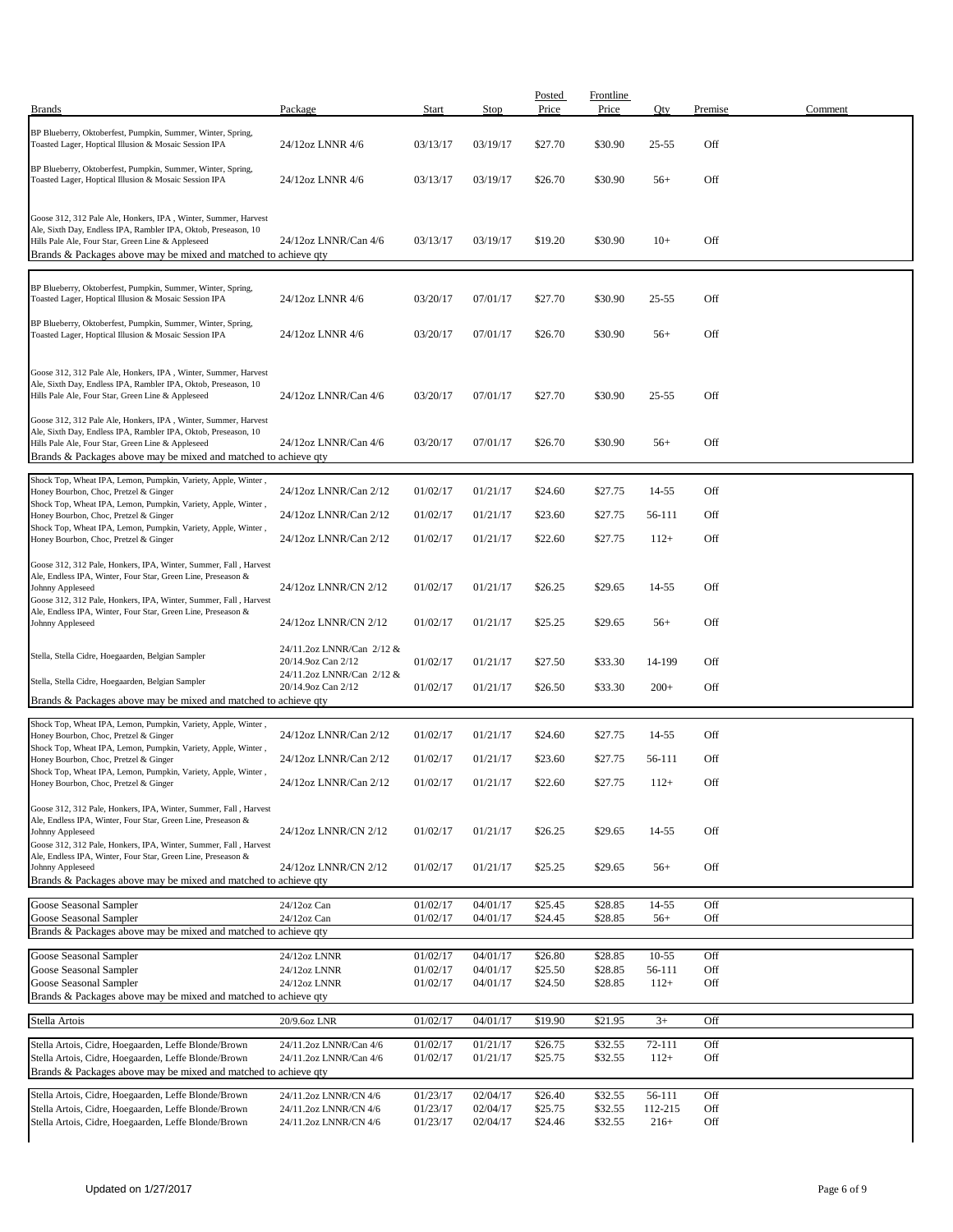| Brands | Package | Start | Stop | Posted Price | Frontline Price | Qty | Premise | Comment |
|---|---|---|---|---|---|---|---|---|
| BP Blueberry, Oktoberfest, Pumpkin, Summer, Winter, Spring, Toasted Lager, Hoptical Illusion & Mosaic Session IPA | 24/12oz LNNR 4/6 | 03/13/17 | 03/19/17 | $27.70 | $30.90 | 25-55 | Off | |
| BP Blueberry, Oktoberfest, Pumpkin, Summer, Winter, Spring, Toasted Lager, Hoptical Illusion & Mosaic Session IPA | 24/12oz LNNR 4/6 | 03/13/17 | 03/19/17 | $26.70 | $30.90 | 56+ | Off | |
| Goose 312, 312 Pale Ale, Honkers, IPA , Winter, Summer, Harvest Ale, Sixth Day, Endless IPA, Rambler IPA, Oktob, Preseason, 10 Hills Pale Ale, Four Star, Green Line & Appleseed | 24/12oz LNNR/Can 4/6 | 03/13/17 | 03/19/17 | $19.20 | $30.90 | 10+ | Off | |
| Brands & Packages above may be mixed and matched to achieve qty | | | | | | | | |
| BP Blueberry, Oktoberfest, Pumpkin, Summer, Winter, Spring, Toasted Lager, Hoptical Illusion & Mosaic Session IPA | 24/12oz LNNR 4/6 | 03/20/17 | 07/01/17 | $27.70 | $30.90 | 25-55 | Off | |
| BP Blueberry, Oktoberfest, Pumpkin, Summer, Winter, Spring, Toasted Lager, Hoptical Illusion & Mosaic Session IPA | 24/12oz LNNR 4/6 | 03/20/17 | 07/01/17 | $26.70 | $30.90 | 56+ | Off | |
| Goose 312, 312 Pale Ale, Honkers, IPA , Winter, Summer, Harvest Ale, Sixth Day, Endless IPA, Rambler IPA, Oktob, Preseason, 10 Hills Pale Ale, Four Star, Green Line & Appleseed | 24/12oz LNNR/Can 4/6 | 03/20/17 | 07/01/17 | $27.70 | $30.90 | 25-55 | Off | |
| Goose 312, 312 Pale Ale, Honkers, IPA , Winter, Summer, Harvest Ale, Sixth Day, Endless IPA, Rambler IPA, Oktob, Preseason, 10 Hills Pale Ale, Four Star, Green Line & Appleseed | 24/12oz LNNR/Can 4/6 | 03/20/17 | 07/01/17 | $26.70 | $30.90 | 56+ | Off | |
| Brands & Packages above may be mixed and matched to achieve qty | | | | | | | | |
| Shock Top, Wheat IPA, Lemon, Pumpkin, Variety, Apple, Winter , Honey Bourbon, Choc, Pretzel & Ginger | 24/12oz LNNR/Can 2/12 | 01/02/17 | 01/21/17 | $24.60 | $27.75 | 14-55 | Off | |
| Shock Top, Wheat IPA, Lemon, Pumpkin, Variety, Apple, Winter , Honey Bourbon, Choc, Pretzel & Ginger | 24/12oz LNNR/Can 2/12 | 01/02/17 | 01/21/17 | $23.60 | $27.75 | 56-111 | Off | |
| Shock Top, Wheat IPA, Lemon, Pumpkin, Variety, Apple, Winter , Honey Bourbon, Choc, Pretzel & Ginger | 24/12oz LNNR/Can 2/12 | 01/02/17 | 01/21/17 | $22.60 | $27.75 | 112+ | Off | |
| Goose 312, 312 Pale, Honkers, IPA, Winter, Summer, Fall , Harvest Ale, Endless IPA, Winter, Four Star, Green Line, Preseason & Johnny Appleseed | 24/12oz LNNR/CN 2/12 | 01/02/17 | 01/21/17 | $26.25 | $29.65 | 14-55 | Off | |
| Goose 312, 312 Pale, Honkers, IPA, Winter, Summer, Fall , Harvest Ale, Endless IPA, Winter, Four Star, Green Line, Preseason & Johnny Appleseed | 24/12oz LNNR/CN 2/12 | 01/02/17 | 01/21/17 | $25.25 | $29.65 | 56+ | Off | |
| Stella, Stella Cidre, Hoegaarden, Belgian Sampler | 24/11.2oz LNNR/Can 2/12 & 20/14.9oz Can 2/12 | 01/02/17 | 01/21/17 | $27.50 | $33.30 | 14-199 | Off | |
| Stella, Stella Cidre, Hoegaarden, Belgian Sampler | 24/11.2oz LNNR/Can 2/12 & 20/14.9oz Can 2/12 | 01/02/17 | 01/21/17 | $26.50 | $33.30 | 200+ | Off | |
| Brands & Packages above may be mixed and matched to achieve qty | | | | | | | | |
| Shock Top, Wheat IPA, Lemon, Pumpkin, Variety, Apple, Winter , Honey Bourbon, Choc, Pretzel & Ginger | 24/12oz LNNR/Can 2/12 | 01/02/17 | 01/21/17 | $24.60 | $27.75 | 14-55 | Off | |
| Shock Top, Wheat IPA, Lemon, Pumpkin, Variety, Apple, Winter , Honey Bourbon, Choc, Pretzel & Ginger | 24/12oz LNNR/Can 2/12 | 01/02/17 | 01/21/17 | $23.60 | $27.75 | 56-111 | Off | |
| Shock Top, Wheat IPA, Lemon, Pumpkin, Variety, Apple, Winter , Honey Bourbon, Choc, Pretzel & Ginger | 24/12oz LNNR/Can 2/12 | 01/02/17 | 01/21/17 | $22.60 | $27.75 | 112+ | Off | |
| Goose 312, 312 Pale, Honkers, IPA, Winter, Summer, Fall , Harvest Ale, Endless IPA, Winter, Four Star, Green Line, Preseason & Johnny Appleseed | 24/12oz LNNR/CN 2/12 | 01/02/17 | 01/21/17 | $26.25 | $29.65 | 14-55 | Off | |
| Goose 312, 312 Pale, Honkers, IPA, Winter, Summer, Fall , Harvest Ale, Endless IPA, Winter, Four Star, Green Line, Preseason & Johnny Appleseed | 24/12oz LNNR/CN 2/12 | 01/02/17 | 01/21/17 | $25.25 | $29.65 | 56+ | Off | |
| Brands & Packages above may be mixed and matched to achieve qty | | | | | | | | |
| Goose Seasonal Sampler | 24/12oz Can | 01/02/17 | 04/01/17 | $25.45 | $28.85 | 14-55 | Off | |
| Goose Seasonal Sampler | 24/12oz Can | 01/02/17 | 04/01/17 | $24.45 | $28.85 | 56+ | Off | |
| Brands & Packages above may be mixed and matched to achieve qty | | | | | | | | |
| Goose Seasonal Sampler | 24/12oz LNNR | 01/02/17 | 04/01/17 | $26.80 | $28.85 | 10-55 | Off | |
| Goose Seasonal Sampler | 24/12oz LNNR | 01/02/17 | 04/01/17 | $25.50 | $28.85 | 56-111 | Off | |
| Goose Seasonal Sampler | 24/12oz LNNR | 01/02/17 | 04/01/17 | $24.50 | $28.85 | 112+ | Off | |
| Brands & Packages above may be mixed and matched to achieve qty | | | | | | | | |
| Stella Artois | 20/9.6oz LNR | 01/02/17 | 04/01/17 | $19.90 | $21.95 | 3+ | Off | |
| Stella Artois, Cidre, Hoegaarden, Leffe Blonde/Brown | 24/11.2oz LNNR/Can 4/6 | 01/02/17 | 01/21/17 | $26.75 | $32.55 | 72-111 | Off | |
| Stella Artois, Cidre, Hoegaarden, Leffe Blonde/Brown | 24/11.2oz LNNR/Can 4/6 | 01/02/17 | 01/21/17 | $25.75 | $32.55 | 112+ | Off | |
| Brands & Packages above may be mixed and matched to achieve qty | | | | | | | | |
| Stella Artois, Cidre, Hoegaarden, Leffe Blonde/Brown | 24/11.2oz LNNR/CN 4/6 | 01/23/17 | 02/04/17 | $26.40 | $32.55 | 56-111 | Off | |
| Stella Artois, Cidre, Hoegaarden, Leffe Blonde/Brown | 24/11.2oz LNNR/CN 4/6 | 01/23/17 | 02/04/17 | $25.75 | $32.55 | 112-215 | Off | |
| Stella Artois, Cidre, Hoegaarden, Leffe Blonde/Brown | 24/11.2oz LNNR/CN 4/6 | 01/23/17 | 02/04/17 | $24.46 | $32.55 | 216+ | Off | |

Updated on 1/27/2017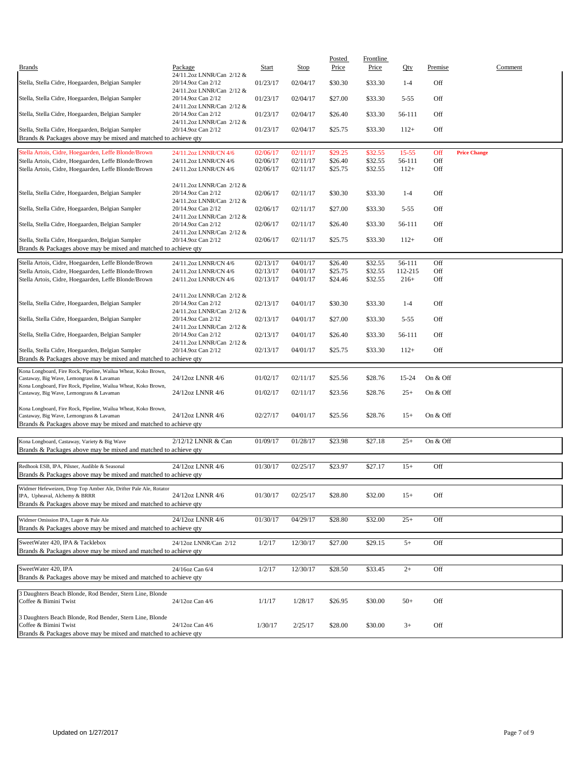| Brands | Package | Start | Stop | Posted Price | Frontline Price | Qty | Premise | Comment |
|---|---|---|---|---|---|---|---|---|
| Stella, Stella Cidre, Hoegaarden, Belgian Sampler | 24/11.2oz LNNR/Can 2/12 & 20/14.9oz Can 2/12 | 01/23/17 | 02/04/17 | $30.30 | $33.30 | 1-4 | Off | |
| Stella, Stella Cidre, Hoegaarden, Belgian Sampler | 24/11.2oz LNNR/Can 2/12 & 20/14.9oz Can 2/12 | 01/23/17 | 02/04/17 | $27.00 | $33.30 | 5-55 | Off | |
| Stella, Stella Cidre, Hoegaarden, Belgian Sampler | 24/11.2oz LNNR/Can 2/12 & 20/14.9oz Can 2/12 | 01/23/17 | 02/04/17 | $26.40 | $33.30 | 56-111 | Off | |
| Stella, Stella Cidre, Hoegaarden, Belgian Sampler | 24/11.2oz LNNR/Can 2/12 & 20/14.9oz Can 2/12 | 01/23/17 | 02/04/17 | $25.75 | $33.30 | 112+ | Off | |
| Brands & Packages above may be mixed and matched to achieve qty | | | | | | | | |
| Stella Artois, Cidre, Hoegaarden, Leffe Blonde/Brown | 24/11.2oz LNNR/CN 4/6 | 02/06/17 | 02/11/17 | $29.25 | $32.55 | 15-55 | Off | **Price Change** |
| Stella Artois, Cidre, Hoegaarden, Leffe Blonde/Brown | 24/11.2oz LNNR/CN 4/6 | 02/06/17 | 02/11/17 | $26.40 | $32.55 | 56-111 | Off | |
| Stella Artois, Cidre, Hoegaarden, Leffe Blonde/Brown | 24/11.2oz LNNR/CN 4/6 | 02/06/17 | 02/11/17 | $25.75 | $32.55 | 112+ | Off | |
| Stella, Stella Cidre, Hoegaarden, Belgian Sampler | 24/11.2oz LNNR/Can 2/12 & 20/14.9oz Can 2/12 | 02/06/17 | 02/11/17 | $30.30 | $33.30 | 1-4 | Off | |
| Stella, Stella Cidre, Hoegaarden, Belgian Sampler | 24/11.2oz LNNR/Can 2/12 & 20/14.9oz Can 2/12 | 02/06/17 | 02/11/17 | $27.00 | $33.30 | 5-55 | Off | |
| Stella, Stella Cidre, Hoegaarden, Belgian Sampler | 24/11.2oz LNNR/Can 2/12 & 20/14.9oz Can 2/12 | 02/06/17 | 02/11/17 | $26.40 | $33.30 | 56-111 | Off | |
| Stella, Stella Cidre, Hoegaarden, Belgian Sampler | 24/11.2oz LNNR/Can 2/12 & 20/14.9oz Can 2/12 | 02/06/17 | 02/11/17 | $25.75 | $33.30 | 112+ | Off | |
| Brands & Packages above may be mixed and matched to achieve qty | | | | | | | | |
| Stella Artois, Cidre, Hoegaarden, Leffe Blonde/Brown | 24/11.2oz LNNR/CN 4/6 | 02/13/17 | 04/01/17 | $26.40 | $32.55 | 56-111 | Off | |
| Stella Artois, Cidre, Hoegaarden, Leffe Blonde/Brown | 24/11.2oz LNNR/CN 4/6 | 02/13/17 | 04/01/17 | $25.75 | $32.55 | 112-215 | Off | |
| Stella Artois, Cidre, Hoegaarden, Leffe Blonde/Brown | 24/11.2oz LNNR/CN 4/6 | 02/13/17 | 04/01/17 | $24.46 | $32.55 | 216+ | Off | |
| Stella, Stella Cidre, Hoegaarden, Belgian Sampler | 24/11.2oz LNNR/Can 2/12 & 20/14.9oz Can 2/12 | 02/13/17 | 04/01/17 | $30.30 | $33.30 | 1-4 | Off | |
| Stella, Stella Cidre, Hoegaarden, Belgian Sampler | 24/11.2oz LNNR/Can 2/12 & 20/14.9oz Can 2/12 | 02/13/17 | 04/01/17 | $27.00 | $33.30 | 5-55 | Off | |
| Stella, Stella Cidre, Hoegaarden, Belgian Sampler | 24/11.2oz LNNR/Can 2/12 & 20/14.9oz Can 2/12 | 02/13/17 | 04/01/17 | $26.40 | $33.30 | 56-111 | Off | |
| Stella, Stella Cidre, Hoegaarden, Belgian Sampler | 24/11.2oz LNNR/Can 2/12 & 20/14.9oz Can 2/12 | 02/13/17 | 04/01/17 | $25.75 | $33.30 | 112+ | Off | |
| Brands & Packages above may be mixed and matched to achieve qty | | | | | | | | |
| Kona Longboard, Fire Rock, Pipeline, Wailua Wheat, Koko Brown, Castaway, Big Wave, Lemongrass & Lavaman | 24/12oz LNNR 4/6 | 01/02/17 | 02/11/17 | $25.56 | $28.76 | 15-24 | On & Off | |
| Kona Longboard, Fire Rock, Pipeline, Wailua Wheat, Koko Brown, Castaway, Big Wave, Lemongrass & Lavaman | 24/12oz LNNR 4/6 | 01/02/17 | 02/11/17 | $23.56 | $28.76 | 25+ | On & Off | |
| Kona Longboard, Fire Rock, Pipeline, Wailua Wheat, Koko Brown, Castaway, Big Wave, Lemongrass & Lavaman | 24/12oz LNNR 4/6 | 02/27/17 | 04/01/17 | $25.56 | $28.76 | 15+ | On & Off | |
| Brands & Packages above may be mixed and matched to achieve qty | | | | | | | | |
| Kona Longboard, Castaway, Variety & Big Wave | 2/12/12 LNNR & Can | 01/09/17 | 01/28/17 | $23.98 | $27.18 | 25+ | On & Off | |
| Brands & Packages above may be mixed and matched to achieve qty | | | | | | | | |
| Redhook ESB, IPA, Pilsner, Audible & Seasonal | 24/12oz LNNR 4/6 | 01/30/17 | 02/25/17 | $23.97 | $27.17 | 15+ | Off | |
| Brands & Packages above may be mixed and matched to achieve qty | | | | | | | | |
| Widmer Hefeweizen, Drop Top Amber Ale, Drifter Pale Ale, Rotator IPA, Upheaval, Alchemy & BRRR | 24/12oz LNNR 4/6 | 01/30/17 | 02/25/17 | $28.80 | $32.00 | 15+ | Off | |
| Brands & Packages above may be mixed and matched to achieve qty | | | | | | | | |
| Widmer Omission IPA, Lager & Pale Ale | 24/12oz LNNR 4/6 | 01/30/17 | 04/29/17 | $28.80 | $32.00 | 25+ | Off | |
| Brands & Packages above may be mixed and matched to achieve qty | | | | | | | | |
| SweetWater 420, IPA & Tacklebox | 24/12oz LNNR/Can 2/12 | 1/2/17 | 12/30/17 | $27.00 | $29.15 | 5+ | Off | |
| Brands & Packages above may be mixed and matched to achieve qty | | | | | | | | |
| SweetWater 420, IPA | 24/16oz Can 6/4 | 1/2/17 | 12/30/17 | $28.50 | $33.45 | 2+ | Off | |
| Brands & Packages above may be mixed and matched to achieve qty | | | | | | | | |
| 3 Daughters Beach Blonde, Rod Bender, Stern Line, Blonde Coffee & Bimini Twist | 24/12oz Can 4/6 | 1/1/17 | 1/28/17 | $26.95 | $30.00 | 50+ | Off | |
| 3 Daughters Beach Blonde, Rod Bender, Stern Line, Blonde Coffee & Bimini Twist | 24/12oz Can 4/6 | 1/30/17 | 2/25/17 | $28.00 | $30.00 | 3+ | Off | |
| Brands & Packages above may be mixed and matched to achieve qty | | | | | | | | |

Updated on 1/27/2017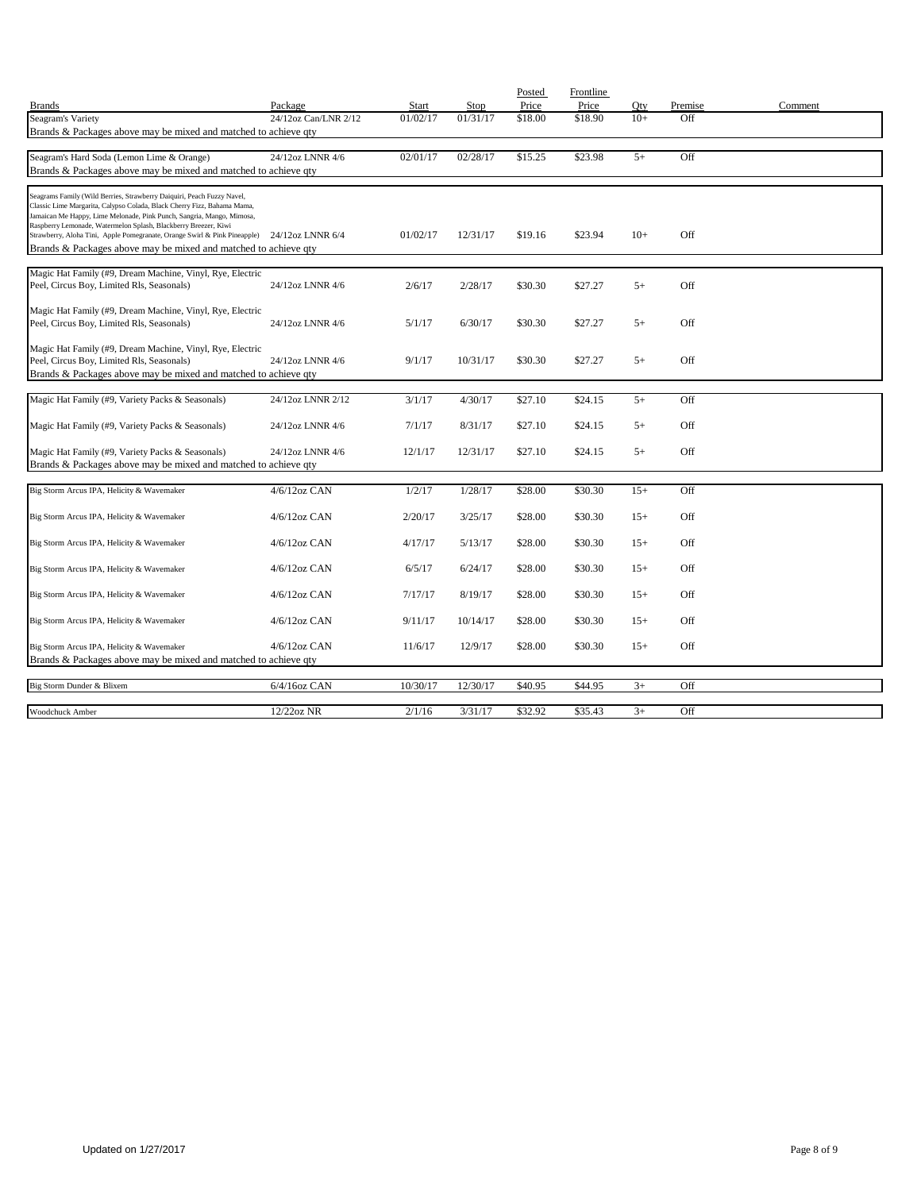| Brands | Package | Start | Stop | Posted Price | Frontline Price | Qty | Premise | Comment |
|---|---|---|---|---|---|---|---|---|
| Seagram's Variety | 24/12oz Can/LNR 2/12 | 01/02/17 | 01/31/17 | $18.00 | $18.90 | 10+ | Off | |
| Brands & Packages above may be mixed and matched to achieve qty | | | | | | | | |
| Seagram's Hard Soda (Lemon Lime & Orange) | 24/12oz LNNR 4/6 | 02/01/17 | 02/28/17 | $15.25 | $23.98 | 5+ | Off | |
| Brands & Packages above may be mixed and matched to achieve qty | | | | | | | | |
| Seagrams Family (Wild Berries, Strawberry Daiquiri, Peach Fuzzy Navel, Classic Lime Margarita, Calypso Colada, Black Cherry Fizz, Bahama Mama, Jamaican Me Happy, Lime Melonade, Pink Punch, Sangria, Mango, Mimosa, Raspberry Lemonade, Watermelon Splash, Blackberry Breezer, Kiwi Strawberry, Aloha Tini, Apple Pomegranate, Orange Swirl & Pink Pineapple) | 24/12oz LNNR 6/4 | 01/02/17 | 12/31/17 | $19.16 | $23.94 | 10+ | Off | |
| Brands & Packages above may be mixed and matched to achieve qty | | | | | | | | |
| Magic Hat Family (#9, Dream Machine, Vinyl, Rye, Electric Peel, Circus Boy, Limited Rls, Seasonals) | 24/12oz LNNR 4/6 | 2/6/17 | 2/28/17 | $30.30 | $27.27 | 5+ | Off | |
| Magic Hat Family (#9, Dream Machine, Vinyl, Rye, Electric Peel, Circus Boy, Limited Rls, Seasonals) | 24/12oz LNNR 4/6 | 5/1/17 | 6/30/17 | $30.30 | $27.27 | 5+ | Off | |
| Magic Hat Family (#9, Dream Machine, Vinyl, Rye, Electric Peel, Circus Boy, Limited Rls, Seasonals) | 24/12oz LNNR 4/6 | 9/1/17 | 10/31/17 | $30.30 | $27.27 | 5+ | Off | |
| Brands & Packages above may be mixed and matched to achieve qty | | | | | | | | |
| Magic Hat Family (#9, Variety Packs & Seasonals) | 24/12oz LNNR 2/12 | 3/1/17 | 4/30/17 | $27.10 | $24.15 | 5+ | Off | |
| Magic Hat Family (#9, Variety Packs & Seasonals) | 24/12oz LNNR 4/6 | 7/1/17 | 8/31/17 | $27.10 | $24.15 | 5+ | Off | |
| Magic Hat Family (#9, Variety Packs & Seasonals) | 24/12oz LNNR 4/6 | 12/1/17 | 12/31/17 | $27.10 | $24.15 | 5+ | Off | |
| Brands & Packages above may be mixed and matched to achieve qty | | | | | | | | |
| Big Storm Arcus IPA, Helicity & Wavemaker | 4/6/12oz CAN | 1/2/17 | 1/28/17 | $28.00 | $30.30 | 15+ | Off | |
| Big Storm Arcus IPA, Helicity & Wavemaker | 4/6/12oz CAN | 2/20/17 | 3/25/17 | $28.00 | $30.30 | 15+ | Off | |
| Big Storm Arcus IPA, Helicity & Wavemaker | 4/6/12oz CAN | 4/17/17 | 5/13/17 | $28.00 | $30.30 | 15+ | Off | |
| Big Storm Arcus IPA, Helicity & Wavemaker | 4/6/12oz CAN | 6/5/17 | 6/24/17 | $28.00 | $30.30 | 15+ | Off | |
| Big Storm Arcus IPA, Helicity & Wavemaker | 4/6/12oz CAN | 7/17/17 | 8/19/17 | $28.00 | $30.30 | 15+ | Off | |
| Big Storm Arcus IPA, Helicity & Wavemaker | 4/6/12oz CAN | 9/11/17 | 10/14/17 | $28.00 | $30.30 | 15+ | Off | |
| Big Storm Arcus IPA, Helicity & Wavemaker | 4/6/12oz CAN | 11/6/17 | 12/9/17 | $28.00 | $30.30 | 15+ | Off | |
| Brands & Packages above may be mixed and matched to achieve qty | | | | | | | | |
| Big Storm Dunder & Blixem | 6/4/16oz CAN | 10/30/17 | 12/30/17 | $40.95 | $44.95 | 3+ | Off | |
| Woodchuck Amber | 12/22oz NR | 2/1/16 | 3/31/17 | $32.92 | $35.43 | 3+ | Off | |

Updated on 1/27/2017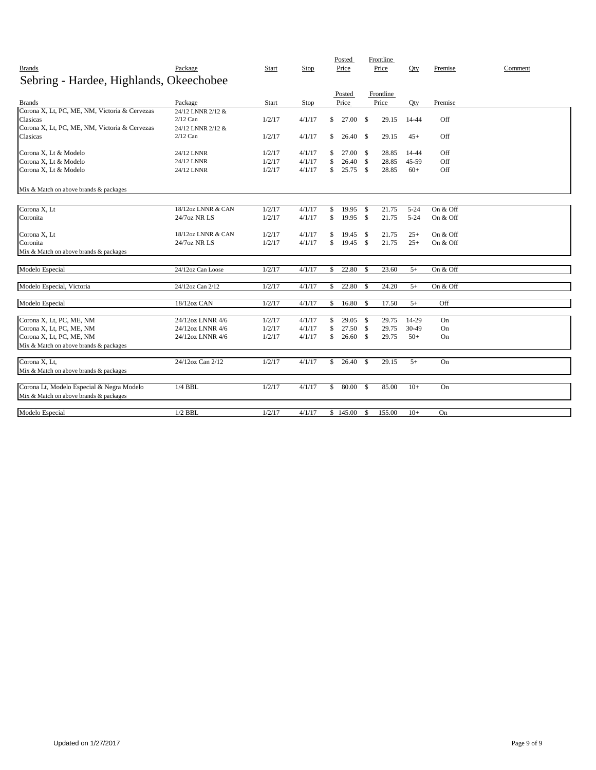| Brands | Package | Start | Stop | Posted Price | Frontline Price | Qty | Premise | Comment |
|---|---|---|---|---|---|---|---|---|

# Sebring - Hardee, Highlands, Okeechobee

| Brands | Package | Start | Stop | Posted Price | Frontline Price | Qty | Premise |
|---|---|---|---|---|---|---|---|
| Corona X, Lt, PC, ME, NM, Victoria & Cervezas Clasicas | 24/12 LNNR 2/12 & 2/12 Can | 1/2/17 | 4/1/17 | $ 27.00 | $ 29.15 | 14-44 | Off |
| Corona X, Lt, PC, ME, NM, Victoria & Cervezas Clasicas | 24/12 LNNR 2/12 & 2/12 Can | 1/2/17 | 4/1/17 | $ 26.40 | $ 29.15 | 45+ | Off |
| Corona X, Lt & Modelo | 24/12 LNNR | 1/2/17 | 4/1/17 | $ 27.00 | $ 28.85 | 14-44 | Off |
| Corona X, Lt & Modelo | 24/12 LNNR | 1/2/17 | 4/1/17 | $ 26.40 | $ 28.85 | 45-59 | Off |
| Corona X, Lt & Modelo | 24/12 LNNR | 1/2/17 | 4/1/17 | $ 25.75 | $ 28.85 | 60+ | Off |
| Mix & Match on above brands & packages | | | | | | | |
| Corona X, Lt | 18/12oz LNNR & CAN | 1/2/17 | 4/1/17 | $ 19.95 | $ 21.75 | 5-24 | On & Off |
| Coronita | 24/7oz NR LS | 1/2/17 | 4/1/17 | $ 19.95 | $ 21.75 | 5-24 | On & Off |
| Corona X, Lt | 18/12oz LNNR & CAN | 1/2/17 | 4/1/17 | $ 19.45 | $ 21.75 | 25+ | On & Off |
| Coronita | 24/7oz NR LS | 1/2/17 | 4/1/17 | $ 19.45 | $ 21.75 | 25+ | On & Off |
| Mix & Match on above brands & packages | | | | | | | |
| Modelo Especial | 24/12oz Can Loose | 1/2/17 | 4/1/17 | $ 22.80 | $ 23.60 | 5+ | On & Off |
| Modelo Especial, Victoria | 24/12oz Can 2/12 | 1/2/17 | 4/1/17 | $ 22.80 | $ 24.20 | 5+ | On & Off |
| Modelo Especial | 18/12oz CAN | 1/2/17 | 4/1/17 | $ 16.80 | $ 17.50 | 5+ | Off |
| Corona X, Lt, PC, ME, NM | 24/12oz LNNR 4/6 | 1/2/17 | 4/1/17 | $ 29.05 | $ 29.75 | 14-29 | On |
| Corona X, Lt, PC, ME, NM | 24/12oz LNNR 4/6 | 1/2/17 | 4/1/17 | $ 27.50 | $ 29.75 | 30-49 | On |
| Corona X, Lt, PC, ME, NM | 24/12oz LNNR 4/6 | 1/2/17 | 4/1/17 | $ 26.60 | $ 29.75 | 50+ | On |
| Mix & Match on above brands & packages | | | | | | | |
| Corona X, Lt, | 24/12oz Can 2/12 | 1/2/17 | 4/1/17 | $ 26.40 | $ 29.15 | 5+ | On |
| Mix & Match on above brands & packages | | | | | | | |
| Corona Lt, Modelo Especial & Negra Modelo | 1/4 BBL | 1/2/17 | 4/1/17 | $ 80.00 | $ 85.00 | 10+ | On |
| Mix & Match on above brands & packages | | | | | | | |
| Modelo Especial | 1/2 BBL | 1/2/17 | 4/1/17 | $ 145.00 | $ 155.00 | 10+ | On |

Updated on 1/27/2017